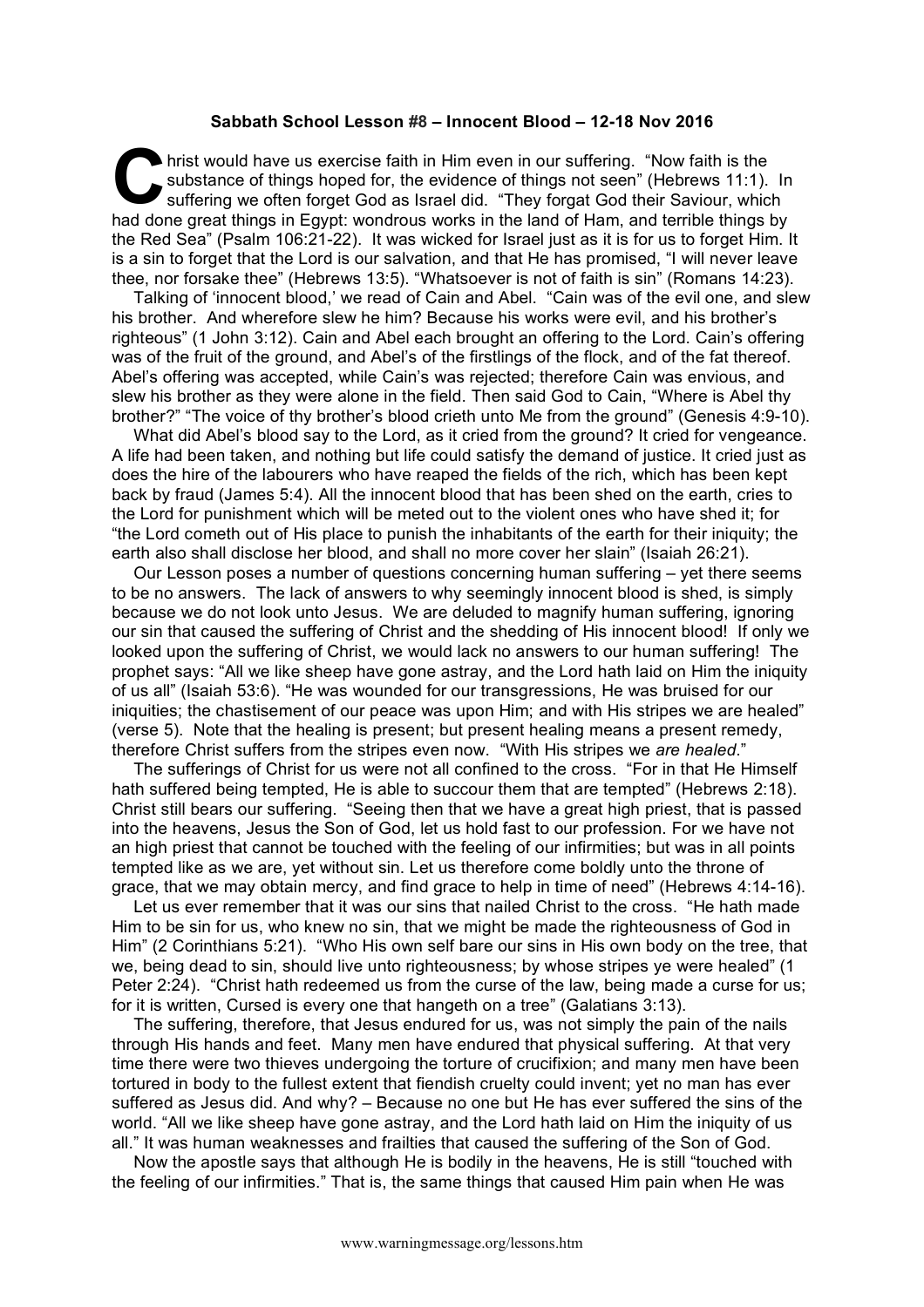**Sabbath School Lesson #8 – Innocent Blood – 12-18 Nov 2016**

Christ would have us exercise faith in Him even in our suffering. "Now faith is the substance of things hoped for, the evidence of things not seen" (Hebrews 11:1). In suffering we often forget God as Israel did. "They forgat God their Saviour, which had done great things in Egypt: wondrous works in the land of Ham, and terrible things by the Red Sea" (Psalm 106:21-22). It was wicked for Israel just as it is for us to forget Him. It is a sin to forget that the Lord is our salvation, and that He has promised, "I will never leave thee, nor forsake thee" (Hebrews 13:5). "Whatsoever is not of faith is sin" (Romans 14:23).

Talking of 'innocent blood,' we read of Cain and Abel. "Cain was of the evil one, and slew his brother. And wherefore slew he him? Because his works were evil, and his brother's righteous" (1 John 3:12). Cain and Abel each brought an offering to the Lord. Cain's offering was of the fruit of the ground, and Abel's of the firstlings of the flock, and of the fat thereof. Abel's offering was accepted, while Cain's was rejected; therefore Cain was envious, and slew his brother as they were alone in the field. Then said God to Cain, "Where is Abel thy brother?" "The voice of thy brother's blood crieth unto Me from the ground" (Genesis 4:9-10).

What did Abel's blood say to the Lord, as it cried from the ground? It cried for vengeance. A life had been taken, and nothing but life could satisfy the demand of justice. It cried just as does the hire of the labourers who have reaped the fields of the rich, which has been kept back by fraud (James 5:4). All the innocent blood that has been shed on the earth, cries to the Lord for punishment which will be meted out to the violent ones who have shed it; for "the Lord cometh out of His place to punish the inhabitants of the earth for their iniquity; the earth also shall disclose her blood, and shall no more cover her slain" (Isaiah 26:21).

Our Lesson poses a number of questions concerning human suffering – yet there seems to be no answers. The lack of answers as to why seemingly innocent blood is shed, is simply because we do not look unto Jesus. We are deluded to magnify human suffering, ignoring our sin that caused the suffering of Christ and the shedding of His innocent blood! If only we looked upon the suffering of Christ, we would lack no answers to our human suffering! The prophet says: "All we like sheep have gone astray, and the Lord hath laid on Him the iniquity of us all" (Isaiah 53:6). "He was wounded for our transgressions, He was bruised for our iniquities; the chastisement of our peace was upon Him; and with His stripes we are healed" (verse 5). Note that the healing is present; but present healing means a present remedy, therefore Christ suffers from the stripes even now. "With His stripes we *are healed*."

The sufferings of Christ for us were not all confined to the cross. "For in that He Himself hath suffered being tempted, He is able to succour them that are tempted" (Hebrews 2:18). Christ still bears our suffering. "Seeing then that we have a great high priest, that is passed into the heavens, Jesus the Son of God, let us hold fast to our profession. For we have not an high priest that cannot be touched with the feeling of our infirmities; but was in all points tempted like as we are, yet without sin. Let us therefore come boldly unto the throne of grace, that we may obtain mercy, and find grace to help in time of need" (Hebrews 4:14-16).

Let us ever remember that it was our sins that nailed Christ to the cross. "He hath made Him to be sin for us, who knew no sin, that we might be made the righteousness of God in Him" (2 Corinthians 5:21). "Who His own self bare our sins in His own body on the tree, that we, being dead to sin, should live unto righteousness; by whose stripes ye were healed" (1 Peter 2:24). "Christ hath redeemed us from the curse of the law, being made a curse for us; for it is written, Cursed is every one that hangeth on a tree" (Galatians 3:13).

The suffering, therefore, that Jesus endured for us, was not simply the pain of the nails through His hands and feet. Many men have endured that physical suffering. At that very time there were two thieves undergoing the torture of crucifixion; and many men have been tortured in body to the fullest extent that fiendish cruelty could invent; yet no man has ever suffered as Jesus did. And why? – Because no one but He has ever suffered the sins of the world. "All we like sheep have gone astray, and the Lord hath laid on Him the iniquity of us all." It was human weaknesses and frailties that caused the suffering of the Son of God.

Now the apostle says that although He is bodily in the heavens, He is still "touched with the feeling of our infirmities." That is, the same things that caused Him pain when He was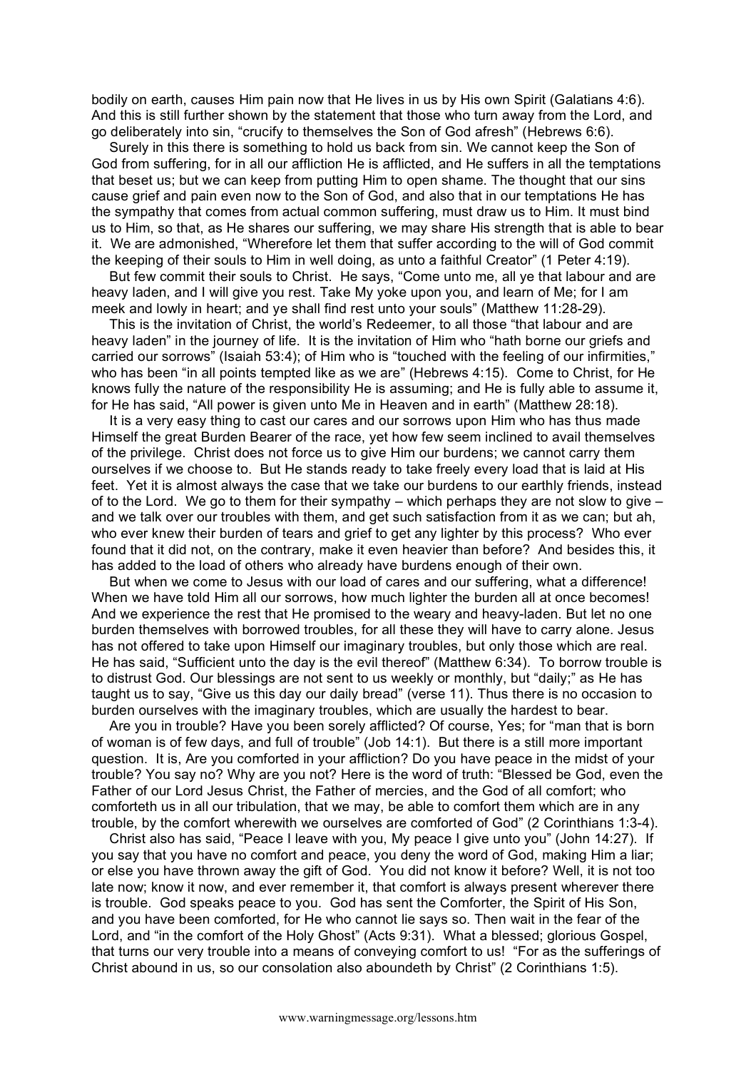bodily on earth, causes Him pain now that He lives in us by His own Spirit (Galatians 4:6). And this is still further shown by the statement that those who turn away from the Lord, and go deliberately into sin, "crucify to themselves the Son of God afresh" (Hebrews 6:6).

Surely in this there is something to hold us back from sin. We cannot keep the Son of God from suffering, for in all our affliction He is afflicted, and He suffers in all the temptations that beset us; but we can keep from putting Him to open shame. The thought that our sins cause grief and pain even now to the Son of God, and also that in our temptations He has the sympathy that comes from actual common suffering, must draw us to Him. It must bind us to Him, so that, as He shares our suffering, we may share His strength that is able to bear it. We are admonished, "Wherefore let them that suffer according to the will of God commit the keeping of their souls to Him in well doing, as unto a faithful Creator" (1 Peter 4:19).

But few commit their souls to Christ. He says, "Come unto me, all ye that labour and are heavy laden, and I will give you rest. Take My yoke upon you, and learn of Me; for I am meek and lowly in heart; and ye shall find rest unto your souls" (Matthew 11:28-29).

This is the invitation of Christ, the world's Redeemer, to all those "that labour and are heavy laden" in the journey of life. It is the invitation of Him who "hath borne our griefs and carried our sorrows" (Isaiah 53:4); of Him who is "touched with the feeling of our infirmities," who has been "in all points tempted like as we are" (Hebrews 4:15). Come to Christ, for He knows fully the nature of the responsibility He is assuming; and He is fully able to assume it, for He has said, "All power is given unto Me in Heaven and in earth" (Matthew 28:18).

It is a very easy thing to cast our cares and our sorrows upon Him who has thus made Himself the great Burden Bearer of the race, yet how few seem inclined to avail themselves of the privilege. Christ does not force us to give Him our burdens; we cannot carry them ourselves if we choose to. But He stands ready to take freely every load that is laid at His feet. Yet it is almost always the case that we take our burdens to our earthly friends, instead of to the Lord. We go to them for their sympathy – which perhaps they are not slow to give – and we talk over our troubles with them, and get such satisfaction from it as we can; but ah, who ever knew their burden of tears and grief to get any lighter by this process? Who ever found that it did not, on the contrary, make it even heavier than before? And besides this, it has added to the load of others who already have burdens enough of their own.

But when we come to Jesus with our load of cares and our suffering, what a difference! When we have told Him all our sorrows, how much lighter the burden all at once becomes! And we experience the rest that He promised to the weary and heavy-laden. But let no one burden themselves with borrowed troubles, for all these they will have to carry alone. Jesus has not offered to take upon Himself our imaginary troubles, but only those which are real. He has said, "Sufficient unto the day is the evil thereof" (Matthew 6:34). To borrow trouble is to distrust God. Our blessings are not sent to us weekly or monthly, but "daily;" as He has taught us to say, "Give us this day our daily bread" (verse 11). Thus there is no occasion to burden ourselves with the imaginary troubles, which are usually the hardest to bear.

Are you in trouble? Have you been sorely afflicted? Of course, Yes; for "man that is born of woman is of few days, and full of trouble" (Job 14:1). But there is a still more important question. It is, Are you comforted in your affliction? Do you have peace in the midst of your trouble? You say no? Why are you not? Here is the word of truth: "Blessed be God, even the Father of our Lord Jesus Christ, the Father of mercies, and the God of all comfort; who comforteth us in all our tribulation, that we may, be able to comfort them which are in any trouble, by the comfort wherewith we ourselves are comforted of God" (2 Corinthians 1:3-4).

Christ also has said, "Peace I leave with you, My peace I give unto you" (John 14:27). If you say that you have no comfort and peace, you deny the word of God, making Him a liar; or else you have thrown away the gift of God. You did not know it before? Well, it is not too late now; know it now, and ever remember it, that comfort is always present wherever there is trouble. God speaks peace to you. God has sent the Comforter, the Spirit of His Son, and you have been comforted, for He who cannot lie says so. Then wait in the fear of the Lord, and "in the comfort of the Holy Ghost" (Acts 9:31). What a blessed; glorious Gospel, that turns our very trouble into a means of conveying comfort to us! "For as the sufferings of Christ abound in us, so our consolation also aboundeth by Christ" (2 Corinthians 1:5).

www.warningmessage.org/lessons.htm